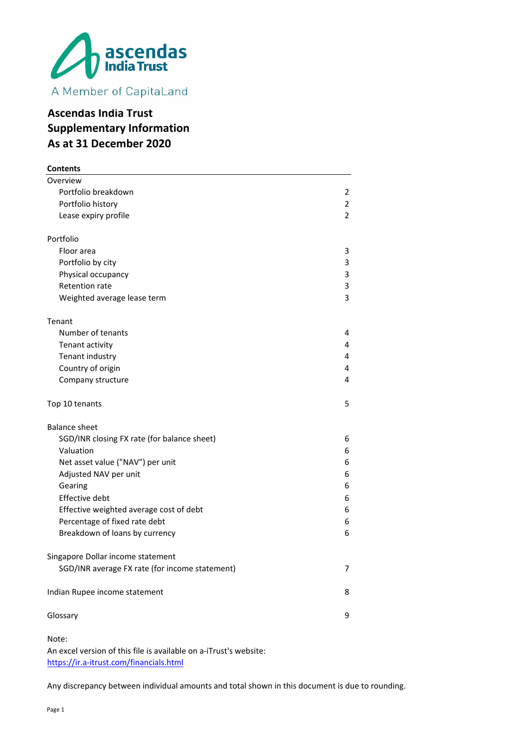# Ascendas India Trust
# Supplementary Information
# As at 31 December 2020

**Contents**

| | |
|---|---|
| Overview | |
| Portfolio breakdown | 2 |
| Portfolio history | 2 |
| Lease expiry profile | 2 |
| | |
| Portfolio | |
| Floor area | 3 |
| Portfolio by city | 3 |
| Physical occupancy | 3 |
| Retention rate | 3 |
| Weighted average lease term | 3 |
| | |
| Tenant | |
| Number of tenants | 4 |
| Tenant activity | 4 |
| Tenant industry | 4 |
| Country of origin | 4 |
| Company structure | 4 |
| | |
| Top 10 tenants | 5 |
| | |
| Balance sheet | |
| SGD/INR closing FX rate (for balance sheet) | 6 |
| Valuation | 6 |
| Net asset value ("NAV") per unit | 6 |
| Adjusted NAV per unit | 6 |
| Gearing | 6 |
| Effective debt | 6 |
| Effective weighted average cost of debt | 6 |
| Percentage of fixed rate debt | 6 |
| Breakdown of loans by currency | 6 |
| | |
| Singapore Dollar income statement | |
| SGD/INR average FX rate (for income statement) | 7 |
| | |
| Indian Rupee income statement | 8 |
| | |
| Glossary | 9 |

Note:
An excel version of this file is available on a-iTrust's website:
https://ir.a-itrust.com/financials.html

Any discrepancy between individual amounts and total shown in this document is due to rounding.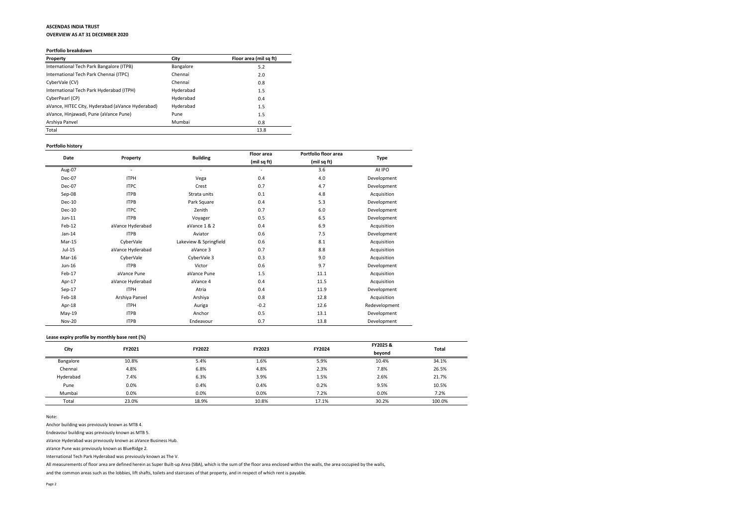# ASCENDAS INDIA TRUST

## OVERVIEW AS AT 31 DECEMBER 2020

### Portfolio breakdown

| Property | City | Floor area (mil sq ft) |
|---|---|---|
| International Tech Park Bangalore (ITPB) | Bangalore | 5.2 |
| International Tech Park Chennai (ITPC) | Chennai | 2.0 |
| CyberVale (CV) | Chennai | 0.8 |
| International Tech Park Hyderabad (ITPH) | Hyderabad | 1.5 |
| CyberPearl (CP) | Hyderabad | 0.4 |
| aVance, HITEC City, Hyderabad (aVance Hyderabad) | Hyderabad | 1.5 |
| aVance, Hinjawadi, Pune (aVance Pune) | Pune | 1.5 |
| Arshiya Panvel | Mumbai | 0.8 |
| Total | | 13.8 |

### Portfolio history

| Date | Property | Building | Floor area (mil sq ft) | Portfolio floor area (mil sq ft) | Type |
|---|---|---|---|---|---|
| Aug-07 | - | - | - | 3.6 | At IPO |
| Dec-07 | ITPH | Vega | 0.4 | 4.0 | Development |
| Dec-07 | ITPC | Crest | 0.7 | 4.7 | Development |
| Sep-08 | ITPB | Strata units | 0.1 | 4.8 | Acquisition |
| Dec-10 | ITPB | Park Square | 0.4 | 5.3 | Development |
| Dec-10 | ITPC | Zenith | 0.7 | 6.0 | Development |
| Jun-11 | ITPB | Voyager | 0.5 | 6.5 | Development |
| Feb-12 | aVance Hyderabad | aVance 1 & 2 | 0.4 | 6.9 | Acquisition |
| Jan-14 | ITPB | Aviator | 0.6 | 7.5 | Development |
| Mar-15 | CyberVale | Lakeview & Springfield | 0.6 | 8.1 | Acquisition |
| Jul-15 | aVance Hyderabad | aVance 3 | 0.7 | 8.8 | Acquisition |
| Mar-16 | CyberVale | CyberVale 3 | 0.3 | 9.0 | Acquisition |
| Jun-16 | ITPB | Victor | 0.6 | 9.7 | Development |
| Feb-17 | aVance Pune | aVance Pune | 1.5 | 11.1 | Acquisition |
| Apr-17 | aVance Hyderabad | aVance 4 | 0.4 | 11.5 | Acquisition |
| Sep-17 | ITPH | Atria | 0.4 | 11.9 | Development |
| Feb-18 | Arshiya Panvel | Arshiya | 0.8 | 12.8 | Acquisition |
| Apr-18 | ITPH | Auriga | -0.2 | 12.6 | Redevelopment |
| May-19 | ITPB | Anchor | 0.5 | 13.1 | Development |
| Nov-20 | ITPB | Endeavour | 0.7 | 13.8 | Development |

### Lease expiry profile by monthly base rent (%)

| City | FY2021 | FY2022 | FY2023 | FY2024 | FY2025 & beyond | Total |
|---|---|---|---|---|---|---|
| Bangalore | 10.8% | 5.4% | 1.6% | 5.9% | 10.4% | 34.1% |
| Chennai | 4.8% | 6.8% | 4.8% | 2.3% | 7.8% | 26.5% |
| Hyderabad | 7.4% | 6.3% | 3.9% | 1.5% | 2.6% | 21.7% |
| Pune | 0.0% | 0.4% | 0.4% | 0.2% | 9.5% | 10.5% |
| Mumbai | 0.0% | 0.0% | 0.0% | 7.2% | 0.0% | 7.2% |
| Total | 23.0% | 18.9% | 10.8% | 17.1% | 30.2% | 100.0% |

Note:

Anchor building was previously known as MTB 4.

Endeavour building was previously known as MTB 5.

aVance Hyderabad was previously known as aVance Business Hub.

aVance Pune was previously known as BlueRidge 2.

International Tech Park Hyderabad was previously known as The V.

All measurements of floor area are defined herein as Super Built-up Area (SBA), which is the sum of the floor area enclosed within the walls, the area occupied by the walls, and the common areas such as the lobbies, lift shafts, toilets and staircases of that property, and in respect of which rent is payable.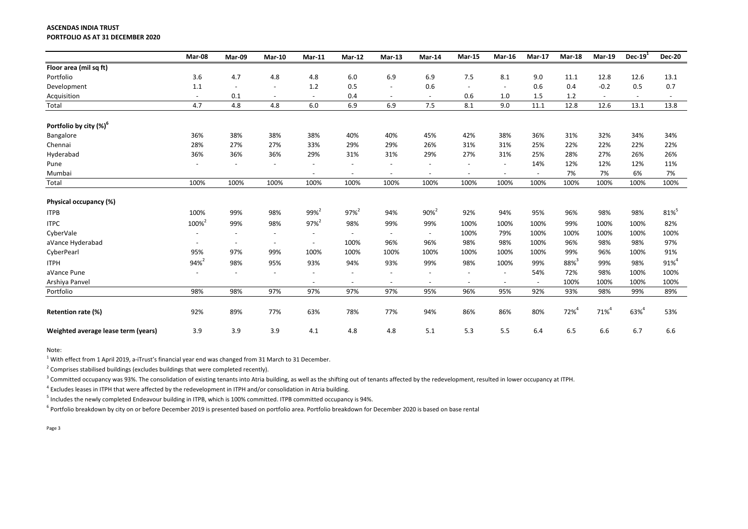**ASCENDAS INDIA TRUST**
**PORTFOLIO AS AT 31 DECEMBER 2020**

| | Mar-08 | Mar-09 | Mar-10 | Mar-11 | Mar-12 | Mar-13 | Mar-14 | Mar-15 | Mar-16 | Mar-17 | Mar-18 | Mar-19 | Dec-19[1] | Dec-20 |
|---|---|---|---|---|---|---|---|---|---|---|---|---|---|---|
| **Floor area (mil sq ft)** | | | | | | | | | | | | | | |
| Portfolio | 3.6 | 4.7 | 4.8 | 4.8 | 6.0 | 6.9 | 6.9 | 7.5 | 8.1 | 9.0 | 11.1 | 12.8 | 12.6 | 13.1 |
| Development | 1.1 | - | - | 1.2 | 0.5 | - | 0.6 | - | - | 0.6 | 0.4 | -0.2 | 0.5 | 0.7 |
| Acquisition | - | 0.1 | - | - | 0.4 | - | - | 0.6 | 1.0 | 1.5 | 1.2 | - | - | - |
| Total | 4.7 | 4.8 | 4.8 | 6.0 | 6.9 | 6.9 | 7.5 | 8.1 | 9.0 | 11.1 | 12.8 | 12.6 | 13.1 | 13.8 |
| **Portfolio by city (%)[6]** | | | | | | | | | | | | | | |
| Bangalore | 36% | 38% | 38% | 38% | 40% | 40% | 45% | 42% | 38% | 36% | 31% | 32% | 34% | 34% |
| Chennai | 28% | 27% | 27% | 33% | 29% | 29% | 26% | 31% | 31% | 25% | 22% | 22% | 22% | 22% |
| Hyderabad | 36% | 36% | 36% | 29% | 31% | 31% | 29% | 27% | 31% | 25% | 28% | 27% | 26% | 26% |
| Pune | - | - | - | - | - | - | - | - | - | 14% | 12% | 12% | 12% | 11% |
| Mumbai | | | | - | - | - | - | - | - | - | 7% | 7% | 6% | 7% |
| Total | 100% | 100% | 100% | 100% | 100% | 100% | 100% | 100% | 100% | 100% | 100% | 100% | 100% | 100% |
| **Physical occupancy (%)** | | | | | | | | | | | | | | |
| ITPB | 100% | 99% | 98% | 99%[2] | 97%[2] | 94% | 90%[2] | 92% | 94% | 95% | 96% | 98% | 98% | 81%[5] |
| ITPC | 100%[2] | 99% | 98% | 97%[2] | 98% | 99% | 99% | 100% | 100% | 100% | 99% | 100% | 100% | 82% |
| CyberVale | - | - | - | - | - | - | - | 100% | 79% | 100% | 100% | 100% | 100% | 100% |
| aVance Hyderabad | - | - | - | - | 100% | 96% | 96% | 98% | 98% | 100% | 96% | 98% | 98% | 97% |
| CyberPearl | 95% | 97% | 99% | 100% | 100% | 100% | 100% | 100% | 100% | 100% | 99% | 96% | 100% | 91% |
| ITPH | 94%[2] | 98% | 95% | 93% | 94% | 93% | 99% | 98% | 100% | 99% | 88%[3] | 99% | 98% | 91%[4] |
| aVance Pune | - | - | - | - | - | - | - | - | - | 54% | 72% | 98% | 100% | 100% |
| Arshiya Panvel | | | | - | - | - | - | - | - | - | 100% | 100% | 100% | 100% |
| Portfolio | 98% | 98% | 97% | 97% | 97% | 97% | 95% | 96% | 95% | 92% | 93% | 98% | 99% | 89% |
| **Retention rate (%)** | 92% | 89% | 77% | 63% | 78% | 77% | 94% | 86% | 86% | 80% | 72%[4] | 71%[4] | 63%[4] | 53% |
| **Weighted average lease term (years)** | 3.9 | 3.9 | 3.9 | 4.1 | 4.8 | 4.8 | 5.1 | 5.3 | 5.5 | 6.4 | 6.5 | 6.6 | 6.7 | 6.6 |

Note:

[1] With effect from 1 April 2019, a-iTrust's financial year end was changed from 31 March to 31 December.

[2] Comprises stabilised buildings (excludes buildings that were completed recently).

[3] Committed occupancy was 93%. The consolidation of existing tenants into Atria building, as well as the shifting out of tenants affected by the redevelopment, resulted in lower occupancy at ITPH.

[4] Excludes leases in ITPH that were affected by the redevelopment in ITPH and/or consolidation in Atria building.

[5] Includes the newly completed Endeavour building in ITPB, which is 100% committed. ITPB committed occupancy is 94%.

[6] Portfolio breakdown by city on or before December 2019 is presented based on portfolio area. Portfolio breakdown for December 2020 is based on base rental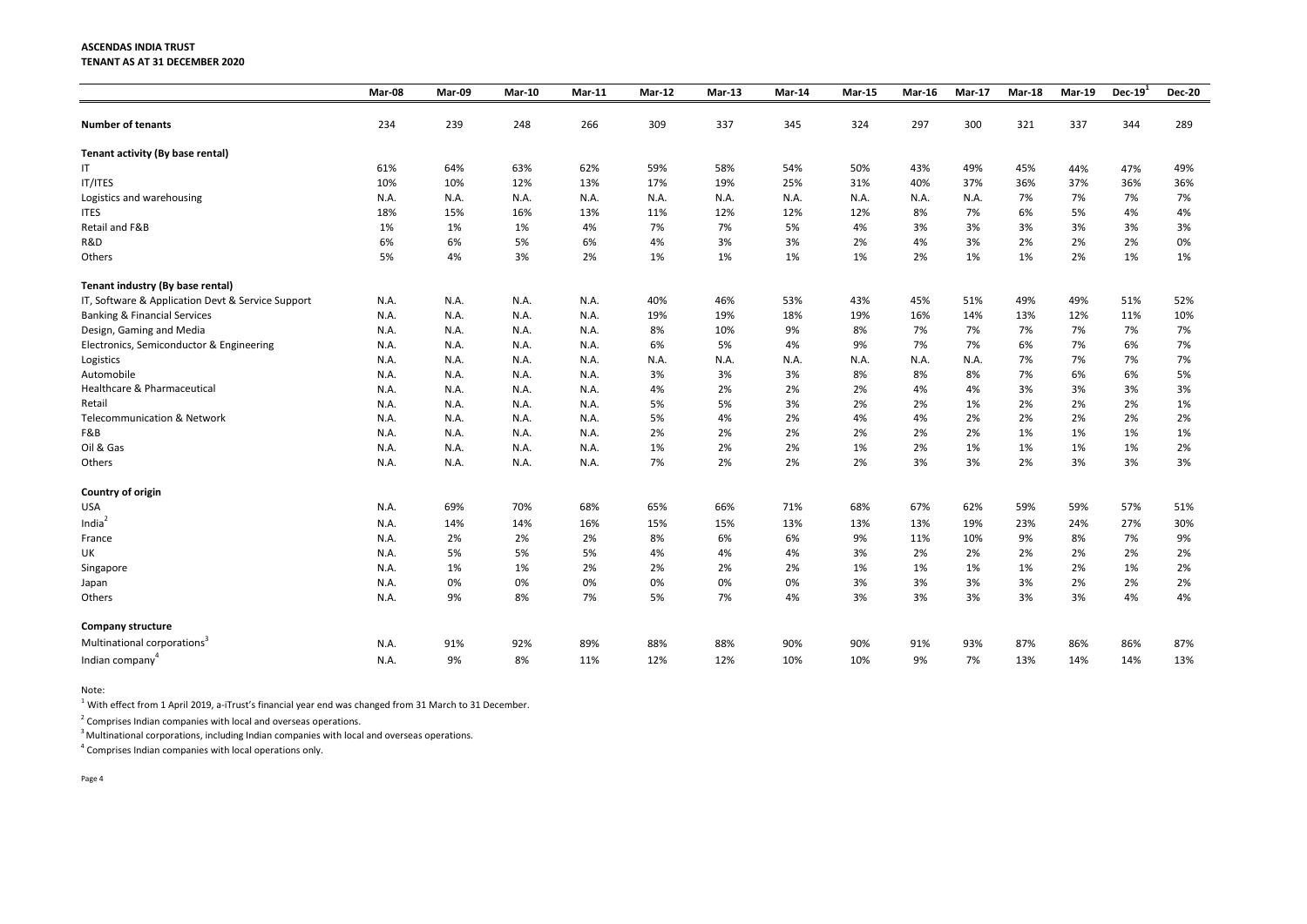**ASCENDAS INDIA TRUST**
**TENANT AS AT 31 DECEMBER 2020**

| | Mar-08 | Mar-09 | Mar-10 | Mar-11 | Mar-12 | Mar-13 | Mar-14 | Mar-15 | Mar-16 | Mar-17 | Mar-18 | Mar-19 | Dec-19[1] | Dec-20 |
|---|---|---|---|---|---|---|---|---|---|---|---|---|---|---|
| **Number of tenants** | 234 | 239 | 248 | 266 | 309 | 337 | 345 | 324 | 297 | 300 | 321 | 337 | 344 | 289 |
| **Tenant activity (By base rental)** | | | | | | | | | | | | | | |
| IT | 61% | 64% | 63% | 62% | 59% | 58% | 54% | 50% | 43% | 49% | 45% | 44% | 47% | 49% |
| IT/ITES | 10% | 10% | 12% | 13% | 17% | 19% | 25% | 31% | 40% | 37% | 36% | 37% | 36% | 36% |
| Logistics and warehousing | N.A. | N.A. | N.A. | N.A. | N.A. | N.A. | N.A. | N.A. | N.A. | N.A. | 7% | 7% | 7% | 7% |
| ITES | 18% | 15% | 16% | 13% | 11% | 12% | 12% | 12% | 8% | 7% | 6% | 5% | 4% | 4% |
| Retail and F&B | 1% | 1% | 1% | 4% | 7% | 7% | 5% | 4% | 3% | 3% | 3% | 3% | 3% | 3% |
| R&D | 6% | 6% | 5% | 6% | 4% | 3% | 3% | 2% | 4% | 3% | 2% | 2% | 2% | 0% |
| Others | 5% | 4% | 3% | 2% | 1% | 1% | 1% | 1% | 2% | 1% | 1% | 2% | 1% | 1% |
| **Tenant industry (By base rental)** | | | | | | | | | | | | | | |
| IT, Software & Application Devt & Service Support | N.A. | N.A. | N.A. | N.A. | 40% | 46% | 53% | 43% | 45% | 51% | 49% | 49% | 51% | 52% |
| Banking & Financial Services | N.A. | N.A. | N.A. | N.A. | 19% | 19% | 18% | 19% | 16% | 14% | 13% | 12% | 11% | 10% |
| Design, Gaming and Media | N.A. | N.A. | N.A. | N.A. | 8% | 10% | 9% | 8% | 7% | 7% | 7% | 7% | 7% | 7% |
| Electronics, Semiconductor & Engineering | N.A. | N.A. | N.A. | N.A. | 6% | 5% | 4% | 9% | 7% | 7% | 6% | 7% | 6% | 7% |
| Logistics | N.A. | N.A. | N.A. | N.A. | N.A. | N.A. | N.A. | N.A. | N.A. | N.A. | 7% | 7% | 7% | 7% |
| Automobile | N.A. | N.A. | N.A. | N.A. | 3% | 3% | 3% | 8% | 8% | 8% | 7% | 6% | 6% | 5% |
| Healthcare & Pharmaceutical | N.A. | N.A. | N.A. | N.A. | 4% | 2% | 2% | 2% | 4% | 4% | 3% | 3% | 3% | 3% |
| Retail | N.A. | N.A. | N.A. | N.A. | 5% | 5% | 3% | 2% | 2% | 1% | 2% | 2% | 2% | 1% |
| Telecommunication & Network | N.A. | N.A. | N.A. | N.A. | 5% | 4% | 2% | 4% | 4% | 2% | 2% | 2% | 2% | 2% |
| F&B | N.A. | N.A. | N.A. | N.A. | 2% | 2% | 2% | 2% | 2% | 2% | 1% | 1% | 1% | 1% |
| Oil & Gas | N.A. | N.A. | N.A. | N.A. | 1% | 2% | 2% | 1% | 2% | 1% | 1% | 1% | 1% | 2% |
| Others | N.A. | N.A. | N.A. | N.A. | 7% | 2% | 2% | 2% | 3% | 3% | 2% | 3% | 3% | 3% |
| **Country of origin** | | | | | | | | | | | | | | |
| USA | N.A. | 69% | 70% | 68% | 65% | 66% | 71% | 68% | 67% | 62% | 59% | 59% | 57% | 51% |
| India[2] | N.A. | 14% | 14% | 16% | 15% | 15% | 13% | 13% | 13% | 19% | 23% | 24% | 27% | 30% |
| France | N.A. | 2% | 2% | 2% | 8% | 6% | 6% | 9% | 11% | 10% | 9% | 8% | 7% | 9% |
| UK | N.A. | 5% | 5% | 5% | 4% | 4% | 4% | 3% | 2% | 2% | 2% | 2% | 2% | 2% |
| Singapore | N.A. | 1% | 1% | 2% | 2% | 2% | 2% | 1% | 1% | 1% | 1% | 2% | 1% | 2% |
| Japan | N.A. | 0% | 0% | 0% | 0% | 0% | 0% | 3% | 3% | 3% | 3% | 2% | 2% | 2% |
| Others | N.A. | 9% | 8% | 7% | 5% | 7% | 4% | 3% | 3% | 3% | 3% | 3% | 4% | 4% |
| **Company structure** | | | | | | | | | | | | | | |
| Multinational corporations[3] | N.A. | 91% | 92% | 89% | 88% | 88% | 90% | 90% | 91% | 93% | 87% | 86% | 86% | 87% |
| Indian company[4] | N.A. | 9% | 8% | 11% | 12% | 12% | 10% | 10% | 9% | 7% | 13% | 14% | 14% | 13% |

Note:

[1] With effect from 1 April 2019, a-iTrust's financial year end was changed from 31 March to 31 December.

[2] Comprises Indian companies with local and overseas operations.

[3] Multinational corporations, including Indian companies with local and overseas operations.

[4] Comprises Indian companies with local operations only.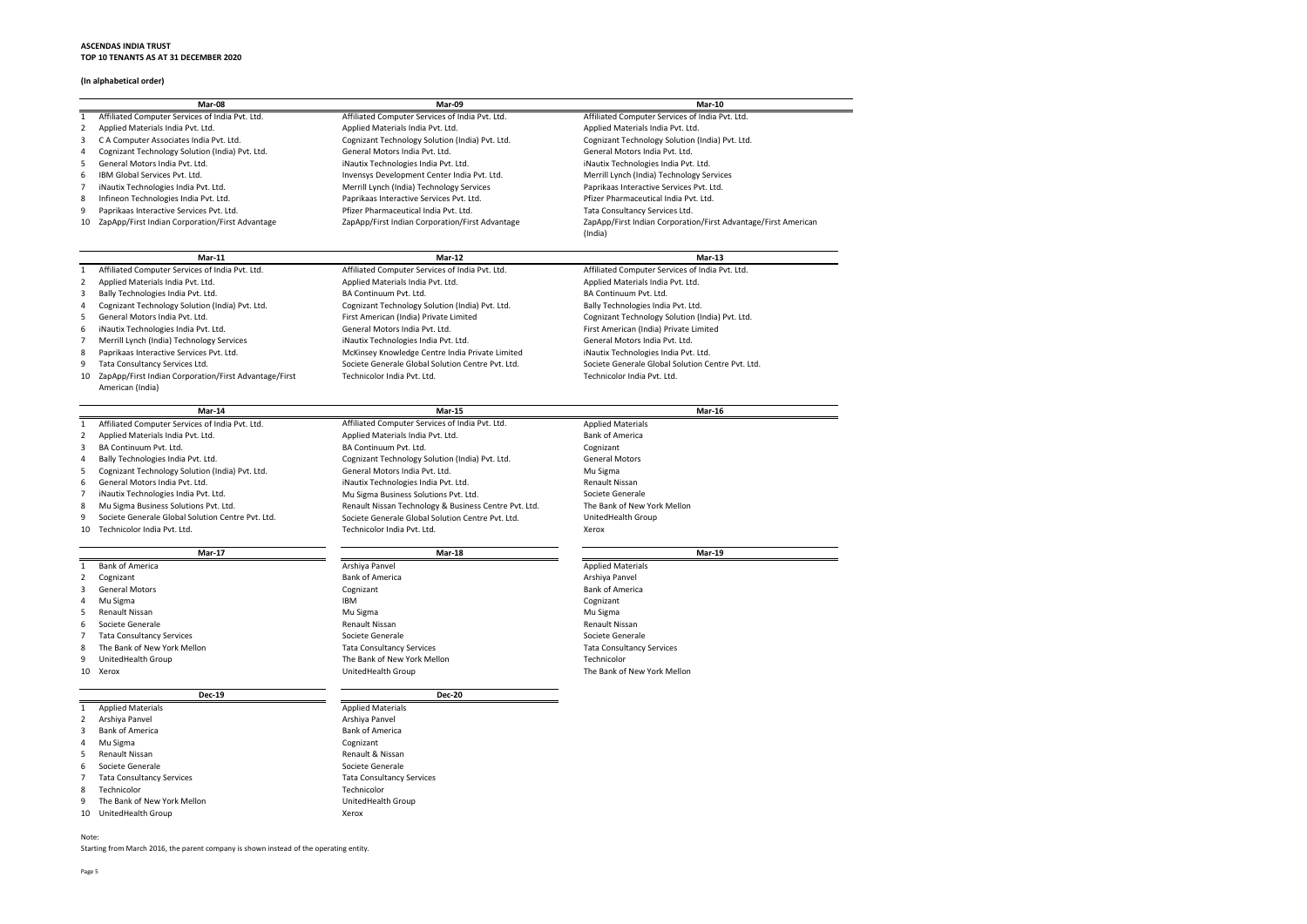**ASCENDAS INDIA TRUST**
**TOP 10 TENANTS AS AT 31 DECEMBER 2020**

**(In alphabetical order)**

| | Mar-08 | Mar-09 | Mar-10 |
|---|---|---|---|
| 1 | Affiliated Computer Services of India Pvt. Ltd. | Affiliated Computer Services of India Pvt. Ltd. | Affiliated Computer Services of India Pvt. Ltd. |
| 2 | Applied Materials India Pvt. Ltd. | Applied Materials India Pvt. Ltd. | Applied Materials India Pvt. Ltd. |
| 3 | C A Computer Associates India Pvt. Ltd. | Cognizant Technology Solution (India) Pvt. Ltd. | Cognizant Technology Solution (India) Pvt. Ltd. |
| 4 | Cognizant Technology Solution (India) Pvt. Ltd. | General Motors India Pvt. Ltd. | General Motors India Pvt. Ltd. |
| 5 | General Motors India Pvt. Ltd. | iNautix Technologies India Pvt. Ltd. | iNautix Technologies India Pvt. Ltd. |
| 6 | IBM Global Services Pvt. Ltd. | Invensys Development Center India Pvt. Ltd. | Merrill Lynch (India) Technology Services |
| 7 | iNautix Technologies India Pvt. Ltd. | Merrill Lynch (India) Technology Services | Paprikaas Interactive Services Pvt. Ltd. |
| 8 | Infineon Technologies India Pvt. Ltd. | Paprikaas Interactive Services Pvt. Ltd. | Pfizer Pharmaceutical India Pvt. Ltd. |
| 9 | Paprikaas Interactive Services Pvt. Ltd. | Pfizer Pharmaceutical India Pvt. Ltd. | Tata Consultancy Services Ltd. |
| 10 | ZapApp/First Indian Corporation/First Advantage | ZapApp/First Indian Corporation/First Advantage | ZapApp/First Indian Corporation/First Advantage/First American (India) |

| | Mar-11 | Mar-12 | Mar-13 |
|---|---|---|---|
| 1 | Affiliated Computer Services of India Pvt. Ltd. | Affiliated Computer Services of India Pvt. Ltd. | Affiliated Computer Services of India Pvt. Ltd. |
| 2 | Applied Materials India Pvt. Ltd. | Applied Materials India Pvt. Ltd. | Applied Materials India Pvt. Ltd. |
| 3 | Bally Technologies India Pvt. Ltd. | BA Continuum Pvt. Ltd. | BA Continuum Pvt. Ltd. |
| 4 | Cognizant Technology Solution (India) Pvt. Ltd. | Cognizant Technology Solution (India) Pvt. Ltd. | Bally Technologies India Pvt. Ltd. |
| 5 | General Motors India Pvt. Ltd. | First American (India) Private Limited | Cognizant Technology Solution (India) Pvt. Ltd. |
| 6 | iNautix Technologies India Pvt. Ltd. | General Motors India Pvt. Ltd. | First American (India) Private Limited |
| 7 | Merrill Lynch (India) Technology Services | iNautix Technologies India Pvt. Ltd. | General Motors India Pvt. Ltd. |
| 8 | Paprikaas Interactive Services Pvt. Ltd. | McKinsey Knowledge Centre India Private Limited | iNautix Technologies India Pvt. Ltd. |
| 9 | Tata Consultancy Services Ltd. | Societe Generale Global Solution Centre Pvt. Ltd. | Societe Generale Global Solution Centre Pvt. Ltd. |
| 10 | ZapApp/First Indian Corporation/First Advantage/First American (India) | Technicolor India Pvt. Ltd. | Technicolor India Pvt. Ltd. |

| | Mar-14 | Mar-15 | Mar-16 |
|---|---|---|---|
| 1 | Affiliated Computer Services of India Pvt. Ltd. | Affiliated Computer Services of India Pvt. Ltd. | Applied Materials |
| 2 | Applied Materials India Pvt. Ltd. | Applied Materials India Pvt. Ltd. | Bank of America |
| 3 | BA Continuum Pvt. Ltd. | BA Continuum Pvt. Ltd. | Cognizant |
| 4 | Bally Technologies India Pvt. Ltd. | Cognizant Technology Solution (India) Pvt. Ltd. | General Motors |
| 5 | Cognizant Technology Solution (India) Pvt. Ltd. | General Motors India Pvt. Ltd. | Mu Sigma |
| 6 | General Motors India Pvt. Ltd. | iNautix Technologies India Pvt. Ltd. | Renault Nissan |
| 7 | iNautix Technologies India Pvt. Ltd. | Mu Sigma Business Solutions Pvt. Ltd. | Societe Generale |
| 8 | Mu Sigma Business Solutions Pvt. Ltd. | Renault Nissan Technology & Business Centre Pvt. Ltd. | The Bank of New York Mellon |
| 9 | Societe Generale Global Solution Centre Pvt. Ltd. | Societe Generale Global Solution Centre Pvt. Ltd. | UnitedHealth Group |
| 10 | Technicolor India Pvt. Ltd. | Technicolor India Pvt. Ltd. | Xerox |

| | Mar-17 | Mar-18 | Mar-19 |
|---|---|---|---|
| 1 | Bank of America | Arshiya Panvel | Applied Materials |
| 2 | Cognizant | Bank of America | Arshiya Panvel |
| 3 | General Motors | Cognizant | Bank of America |
| 4 | Mu Sigma | IBM | Cognizant |
| 5 | Renault Nissan | Mu Sigma | Mu Sigma |
| 6 | Societe Generale | Renault Nissan | Renault Nissan |
| 7 | Tata Consultancy Services | Societe Generale | Societe Generale |
| 8 | The Bank of New York Mellon | Tata Consultancy Services | Tata Consultancy Services |
| 9 | UnitedHealth Group | The Bank of New York Mellon | Technicolor |
| 10 | Xerox | UnitedHealth Group | The Bank of New York Mellon |

| | Dec-19 | Dec-20 |
|---|---|---|
| 1 | Applied Materials | Applied Materials |
| 2 | Arshiya Panvel | Arshiya Panvel |
| 3 | Bank of America | Bank of America |
| 4 | Mu Sigma | Cognizant |
| 5 | Renault Nissan | Renault & Nissan |
| 6 | Societe Generale | Societe Generale |
| 7 | Tata Consultancy Services | Tata Consultancy Services |
| 8 | Technicolor | Technicolor |
| 9 | The Bank of New York Mellon | UnitedHealth Group |
| 10 | UnitedHealth Group | Xerox |

Note:
Starting from March 2016, the parent company is shown instead of the operating entity.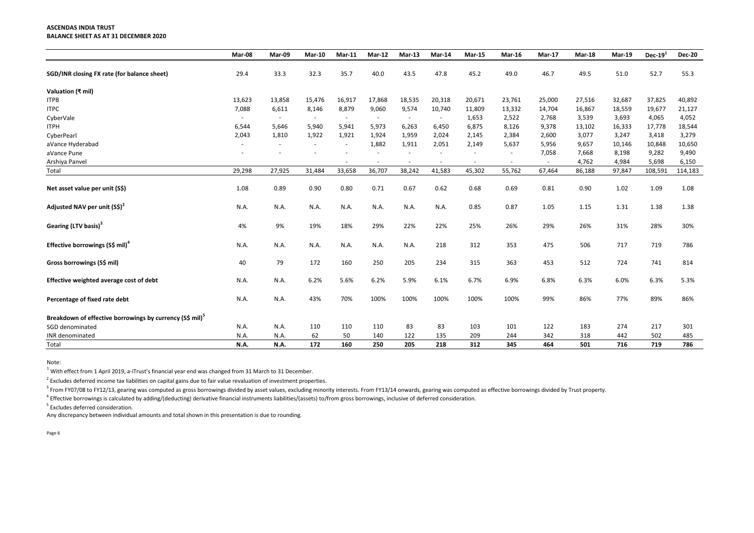**ASCENDAS INDIA TRUST**
**BALANCE SHEET AS AT 31 DECEMBER 2020**

| | Mar-08 | Mar-09 | Mar-10 | Mar-11 | Mar-12 | Mar-13 | Mar-14 | Mar-15 | Mar-16 | Mar-17 | Mar-18 | Mar-19 | Dec-19[1] | Dec-20 |
|---|---|---|---|---|---|---|---|---|---|---|---|---|---|---|
| **SGD/INR closing FX rate (for balance sheet)** | 29.4 | 33.3 | 32.3 | 35.7 | 40.0 | 43.5 | 47.8 | 45.2 | 49.0 | 46.7 | 49.5 | 51.0 | 52.7 | 55.3 |
| **Valuation (₹ mil)** | | | | | | | | | | | | | | |
| ITPB | 13,623 | 13,858 | 15,476 | 16,917 | 17,868 | 18,535 | 20,318 | 20,671 | 23,761 | 25,000 | 27,516 | 32,687 | 37,825 | 40,892 |
| ITPC | 7,088 | 6,611 | 8,146 | 8,879 | 9,060 | 9,574 | 10,740 | 11,809 | 13,332 | 14,704 | 16,867 | 18,559 | 19,677 | 21,127 |
| CyberVale | - | - | - | - | - | - | - | 1,653 | 2,522 | 2,768 | 3,539 | 3,693 | 4,065 | 4,052 |
| ITPH | 6,544 | 5,646 | 5,940 | 5,941 | 5,973 | 6,263 | 6,450 | 6,875 | 8,126 | 9,378 | 13,102 | 16,333 | 17,778 | 18,544 |
| CyberPearl | 2,043 | 1,810 | 1,922 | 1,921 | 1,924 | 1,959 | 2,024 | 2,145 | 2,384 | 2,600 | 3,077 | 3,247 | 3,418 | 3,279 |
| aVance Hyderabad | - | - | - | - | 1,882 | 1,911 | 2,051 | 2,149 | 5,637 | 5,956 | 9,657 | 10,146 | 10,848 | 10,650 |
| aVance Pune | - | - | - | - | - | - | - | - | - | 7,058 | 7,668 | 8,198 | 9,282 | 9,490 |
| Arshiya Panvel | | | | - | - | - | - | - | - | - | 4,762 | 4,984 | 5,698 | 6,150 |
| Total | 29,298 | 27,925 | 31,484 | 33,658 | 36,707 | 38,242 | 41,583 | 45,302 | 55,762 | 67,464 | 86,188 | 97,847 | 108,591 | 114,183 |
| **Net asset value per unit (S$)** | 1.08 | 0.89 | 0.90 | 0.80 | 0.71 | 0.67 | 0.62 | 0.68 | 0.69 | 0.81 | 0.90 | 1.02 | 1.09 | 1.08 |
| **Adjusted NAV per unit (S$)[2]** | N.A. | N.A. | N.A. | N.A. | N.A. | N.A. | N.A. | 0.85 | 0.87 | 1.05 | 1.15 | 1.31 | 1.38 | 1.38 |
| **Gearing (LTV basis)[3]** | 4% | 9% | 19% | 18% | 29% | 22% | 22% | 25% | 26% | 29% | 26% | 31% | 28% | 30% |
| **Effective borrowings (S$ mil)[4]** | N.A. | N.A. | N.A. | N.A. | N.A. | N.A. | 218 | 312 | 353 | 475 | 506 | 717 | 719 | 786 |
| **Gross borrowings (S$ mil)** | 40 | 79 | 172 | 160 | 250 | 205 | 234 | 315 | 363 | 453 | 512 | 724 | 741 | 814 |
| **Effective weighted average cost of debt** | N.A. | N.A. | 6.2% | 5.6% | 6.2% | 5.9% | 6.1% | 6.7% | 6.9% | 6.8% | 6.3% | 6.0% | 6.3% | 5.3% |
| **Percentage of fixed rate debt** | N.A. | N.A. | 43% | 70% | 100% | 100% | 100% | 100% | 100% | 99% | 86% | 77% | 89% | 86% |
| **Breakdown of effective borrowings by currency (S$ mil)[5]** | | | | | | | | | | | | | | |
| SGD denominated | N.A. | N.A. | 110 | 110 | 110 | 83 | 83 | 103 | 101 | 122 | 183 | 274 | 217 | 301 |
| INR denominated | N.A. | N.A. | 62 | 50 | 140 | 122 | 135 | 209 | 244 | 342 | 318 | 442 | 502 | 485 |
| Total | **N.A.** | **N.A.** | **172** | **160** | **250** | **205** | **218** | **312** | **345** | **464** | **501** | **716** | **719** | **786** |

Note:

[1] With effect from 1 April 2019, a-iTrust's financial year end was changed from 31 March to 31 December.

[2] Excludes deferred income tax liabilities on capital gains due to fair value revaluation of investment properties.

[3] From FY07/08 to FY12/13, gearing was computed as gross borrowings divided by asset values, excluding minority interests. From FY13/14 onwards, gearing was computed as effective borrowings divided by Trust property.

[4] Effective borrowings is calculated by adding/(deducting) derivative financial instruments liabilities/(assets) to/from gross borrowings, inclusive of deferred consideration.

[5] Excludes deferred consideration.

Any discrepancy between individual amounts and total shown in this presentation is due to rounding.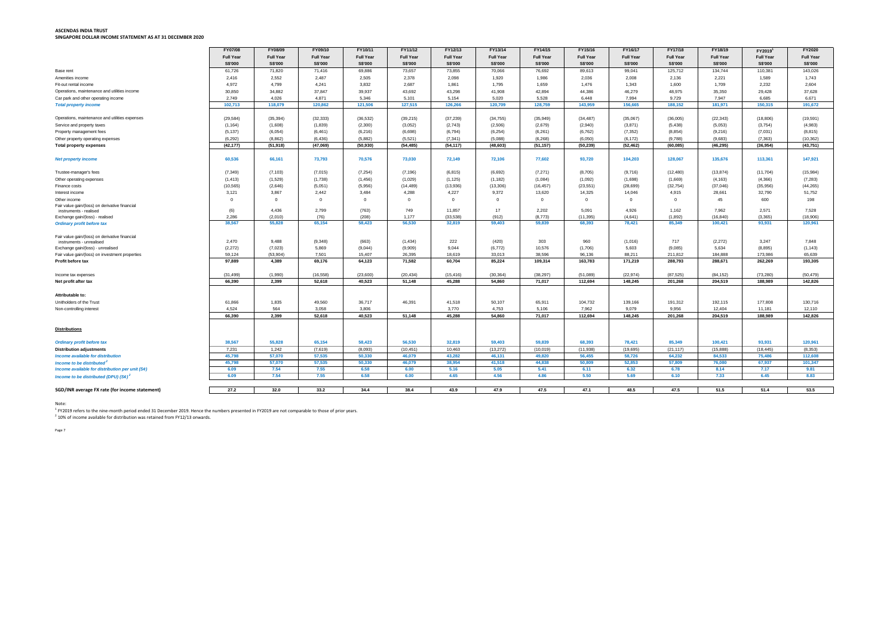**ASCENDAS INDIA TRUST**
**SINGAPORE DOLLAR INCOME STATEMENT AS AT 31 DECEMBER 2020**

| | FY07/08 | FY08/09 | FY09/10 | FY10/11 | FY11/12 | FY12/13 | FY13/14 | FY14/15 | FY15/16 | FY16/17 | FY17/18 | FY18/19 | FY2019[1] | FY2020 |
|---|---|---|---|---|---|---|---|---|---|---|---|---|---|---|
| | Full Year | Full Year | Full Year | Full Year | Full Year | Full Year | Full Year | Full Year | Full Year | Full Year | Full Year | Full Year | Full Year | Full Year |
| | S$'000 | S$'000 | S$'000 | S$'000 | S$'000 | S$'000 | S$'000 | S$'000 | S$'000 | S$'000 | S$'000 | S$'000 | S$'000 | S$'000 |
| Base rent | 61,726 | 71,820 | 71,416 | 69,886 | 73,657 | 73,855 | 70,066 | 76,692 | 89,613 | 99,041 | 125,712 | 134,744 | 110,381 | 143,026 |
| Amenities income | 2,416 | 2,552 | 2,487 | 2,505 | 2,378 | 2,098 | 1,920 | 1,986 | 2,036 | 2,008 | 2,136 | 2,221 | 1,589 | 1,743 |
| Fit-out rental income | 4,972 | 4,799 | 4,241 | 3,832 | 2,687 | 1,861 | 1,795 | 1,659 | 1,476 | 1,343 | 1,600 | 1,709 | 2,232 | 2,604 |
| Operations, maintenance and utilities income | 30,850 | 34,882 | 37,847 | 39,937 | 43,692 | 43,298 | 41,908 | 42,894 | 44,386 | 46,279 | 48,975 | 35,350 | 29,428 | 37,628 |
| Car park and other operating income | 2,749 | 4,026 | 4,871 | 5,346 | 5,101 | 5,154 | 5,020 | 5,528 | 6,448 | 7,994 | 9,729 | 7,947 | 6,685 | 6,671 |
| ***Total property income*** | **102,713** | **118,079** | **120,862** | **121,506** | **127,515** | **126,266** | **120,709** | **128,759** | **143,959** | **156,665** | **188,152** | **181,971** | **150,315** | **191,672** |
| Operations, maintenance and utilities expenses | (29,584) | (35,394) | (32,333) | (36,532) | (39,215) | (37,239) | (34,755) | (35,949) | (34,487) | (35,067) | (36,005) | (22,343) | (18,806) | (19,591) |
| Service and property taxes | (1,164) | (1,608) | (1,839) | (2,300) | (3,052) | (2,743) | (2,506) | (2,679) | (2,940) | (3,871) | (5,438) | (5,053) | (3,754) | (4,983) |
| Property management fees | (5,137) | (6,054) | (6,461) | (6,216) | (6,698) | (6,794) | (6,254) | (6,261) | (6,762) | (7,352) | (8,854) | (9,216) | (7,031) | (8,815) |
| Other property operating expenses | (6,292) | (8,862) | (6,436) | (5,882) | (5,521) | (7,341) | (5,088) | (6,268) | (6,050) | (6,172) | (9,788) | (9,683) | (7,363) | (10,362) |
| **Total property expenses** | **(42,177)** | **(51,918)** | **(47,069)** | **(50,930)** | **(54,485)** | **(54,117)** | **(48,603)** | **(51,157)** | **(50,239)** | **(52,462)** | **(60,085)** | **(46,295)** | **(36,954)** | **(43,751)** |
| ***Net property income*** | **60,536** | **66,161** | **73,793** | **70,576** | **73,030** | **72,149** | **72,106** | **77,602** | **93,720** | **104,203** | **128,067** | **135,676** | **113,361** | **147,921** |
| Trustee-manager's fees | (7,349) | (7,103) | (7,015) | (7,254) | (7,196) | (6,815) | (6,692) | (7,271) | (8,705) | (9,716) | (12,480) | (13,874) | (11,704) | (15,984) |
| Other operating expenses | (1,413) | (1,529) | (1,738) | (1,456) | (1,029) | (1,125) | (1,182) | (1,084) | (1,092) | (1,698) | (1,669) | (4,163) | (4,366) | (7,283) |
| Finance costs | (10,565) | (2,646) | (5,051) | (5,956) | (14,489) | (13,936) | (13,306) | (16,457) | (23,551) | (28,699) | (32,754) | (37,046) | (35,956) | (44,265) |
| Interest income | 3,121 | 3,867 | 2,442 | 3,484 | 4,288 | 4,227 | 9,372 | 13,620 | 14,325 | 14,046 | 4,915 | 28,661 | 32,790 | 51,752 |
| Other income | 0 | 0 | 0 | 0 | 0 | 0 | 0 | 0 | 0 | 0 | 0 | 45 | 600 | 198 |
| Fair value gain/(loss) on derivative financial instruments - realised | (6) | 4,436 | 2,799 | (763) | 749 | 11,857 | 17 | 2,202 | 5,091 | 4,926 | 1,162 | 7,962 | 2,571 | 7,528 |
| Exchange gain/(loss) - realised | 2,286 | (2,010) | (76) | (208) | 1,177 | (33,538) | (912) | (8,773) | (11,395) | (4,641) | (1,892) | (16,840) | (3,365) | (18,906) |
| ***Ordinary profit before tax*** | **38,567** | **55,828** | **65,154** | **58,423** | **56,530** | **32,819** | **59,403** | **59,839** | **68,393** | **78,421** | **85,349** | **100,421** | **93,931** | **120,961** |
| Fair value gain/(loss) on derivative financial instruments - unrealised | 2,470 | 9,488 | (9,348) | (663) | (1,434) | 222 | (420) | 303 | 960 | (1,016) | 717 | (2,272) | 3,247 | 7,848 |
| Exchange gain/(loss) - unrealised | (2,272) | (7,023) | 5,869 | (9,044) | (9,909) | 9,044 | (6,772) | 10,576 | (1,706) | 5,603 | (9,085) | 5,634 | (8,895) | (1,143) |
| Fair value gain/(loss) on investment properties | 59,124 | (53,904) | 7,501 | 15,407 | 26,395 | 18,619 | 33,013 | 38,596 | 96,136 | 88,211 | 211,812 | 184,888 | 173,986 | 65,639 |
| **Profit before tax** | **97,889** | **4,389** | **69,176** | **64,123** | **71,582** | **60,704** | **85,224** | **109,314** | **163,783** | **171,219** | **288,793** | **288,671** | **262,269** | **193,305** |
| Income tax expenses | (31,499) | (1,990) | (16,558) | (23,600) | (20,434) | (15,416) | (30,364) | (38,297) | (51,089) | (22,974) | (87,525) | (84,152) | (73,280) | (50,479) |
| **Net profit after tax** | **66,390** | **2,399** | **52,618** | **40,523** | **51,148** | **45,288** | **54,860** | **71,017** | **112,694** | **148,245** | **201,268** | **204,519** | **188,989** | **142,826** |
| **Attributable to:** | | | | | | | | | | | | | | |
| Unitholders of the Trust | 61,866 | 1,835 | 49,560 | 36,717 | 46,391 | 41,518 | 50,107 | 65,911 | 104,732 | 139,166 | 191,312 | 192,115 | 177,808 | 130,716 |
| Non-controlling interest | 4,524 | 564 | 3,058 | 3,806 | 3,770 | 3,770 | 4,753 | 5,106 | 7,962 | 9,079 | 9,956 | 12,404 | 11,181 | 12,110 |
| | **66,390** | **2,399** | **52,618** | **40,523** | **51,148** | **45,288** | **54,860** | **71,017** | **112,694** | **148,245** | **201,268** | **204,519** | **188,989** | **142,826** |
| **Distributions** | | | | | | | | | | | | | | |
| ***Ordinary profit before tax*** | **38,567** | **55,828** | **65,154** | **58,423** | **56,530** | **32,819** | **59,403** | **59,839** | **68,393** | **78,421** | **85,349** | **100,421** | **93,931** | **120,961** |
| **Distribution adjustments** | 7,231 | 1,242 | (7,619) | (8,093) | (10,451) | 10,463 | (13,272) | (10,019) | (11,938) | (19,695) | (21,117) | (15,888) | (18,445) | (8,353) |
| ***Income available for distribution*** | **45,798** | **57,070** | **57,535** | **50,330** | **46,079** | **43,282** | **46,131** | **49,820** | **56,455** | **58,726** | **64,232** | **84,533** | **75,486** | **112,608** |
| ***Income to be distributed***[2] | **45,798** | **57,070** | **57,535** | **50,330** | **46,079** | **38,954** | **41,518** | **44,838** | **50,809** | **52,853** | **57,809** | **76,080** | **67,937** | **101,347** |
| ***Income available for distribution per unit (S¢)*** | **6.09** | **7.54** | **7.55** | **6.58** | **6.00** | **5.16** | **5.05** | **5.41** | **6.11** | **6.32** | **6.78** | **8.14** | **7.17** | **9.81** |
| ***Income to be distributed (DPU) (S¢)***[2] | **6.09** | **7.54** | **7.55** | **6.58** | **6.00** | **4.65** | **4.56** | **4.86** | **5.50** | **5.69** | **6.10** | **7.33** | **6.45** | **8.83** |
| **SGD/INR average FX rate (for income statement)** | **27.2** | **32.0** | **33.2** | **34.4** | **38.4** | **43.9** | **47.9** | **47.5** | **47.1** | **48.5** | **47.5** | **51.5** | **51.4** | **53.5** |

Note:

[1] FY2019 refers to the nine-month period ended 31 December 2019. Hence the numbers presented in FY2019 are not comparable to those of prior years.

[2] 10% of income available for distribution was retained from FY12/13 onwards.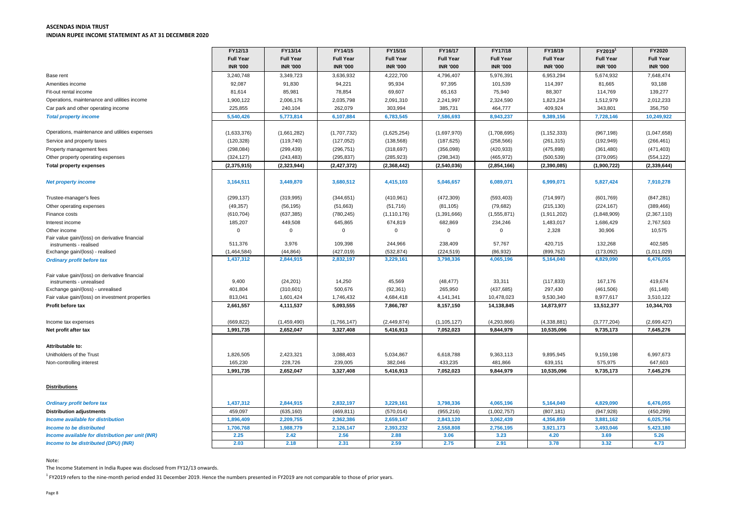**ASCENDAS INDIA TRUST**
**INDIAN RUPEE INCOME STATEMENT AS AT 31 DECEMBER 2020**

| | FY12/13 | FY13/14 | FY14/15 | FY15/16 | FY16/17 | FY17/18 | FY18/19 | FY2019[1] | FY2020 |
|---|---|---|---|---|---|---|---|---|---|
| | Full Year | Full Year | Full Year | Full Year | Full Year | Full Year | Full Year | Full Year | Full Year |
| | INR '000 | INR '000 | INR '000 | INR '000 | INR '000 | INR '000 | INR '000 | INR '000 | INR '000 |
| Base rent | 3,240,748 | 3,349,723 | 3,636,932 | 4,222,700 | 4,796,407 | 5,976,391 | 6,953,294 | 5,674,932 | 7,648,474 |
| Amenities income | 92,087 | 91,830 | 94,221 | 95,934 | 97,395 | 101,539 | 114,397 | 81,665 | 93,188 |
| Fit-out rental income | 81,614 | 85,981 | 78,854 | 69,607 | 65,163 | 75,940 | 88,307 | 114,769 | 139,277 |
| Operations, maintenance and utilities income | 1,900,122 | 2,006,176 | 2,035,798 | 2,091,310 | 2,241,997 | 2,324,590 | 1,823,234 | 1,512,979 | 2,012,233 |
| Car park and other operating income | 225,855 | 240,104 | 262,079 | 303,994 | 385,731 | 464,777 | 409,924 | 343,801 | 356,750 |
| ***Total property income*** | **5,540,426** | **5,773,814** | **6,107,884** | **6,783,545** | **7,586,693** | **8,943,237** | **9,389,156** | **7,728,146** | **10,249,922** |
| | | | | | | | | | |
| Operations, maintenance and utilities expenses | (1,633,376) | (1,661,282) | (1,707,732) | (1,625,254) | (1,697,970) | (1,708,695) | (1,152,333) | (967,198) | (1,047,658) |
| Service and property taxes | (120,328) | (119,740) | (127,052) | (138,568) | (187,625) | (258,566) | (261,315) | (192,949) | (266,461) |
| Property management fees | (298,084) | (299,439) | (296,751) | (318,697) | (356,098) | (420,933) | (475,898) | (361,480) | (471,403) |
| Other property operating expenses | (324,127) | (243,483) | (295,837) | (285,923) | (298,343) | (465,972) | (500,539) | (379,095) | (554,122) |
| **Total property expenses** | **(2,375,915)** | **(2,323,944)** | **(2,427,372)** | **(2,368,442)** | **(2,540,036)** | **(2,854,166)** | **(2,390,085)** | **(1,900,722)** | **(2,339,644)** |
| | | | | | | | | | |
| ***Net property income*** | **3,164,511** | **3,449,870** | **3,680,512** | **4,415,103** | **5,046,657** | **6,089,071** | **6,999,071** | **5,827,424** | **7,910,278** |
| | | | | | | | | | |
| Trustee-manager's fees | (299,137) | (319,995) | (344,651) | (410,961) | (472,309) | (593,403) | (714,997) | (601,769) | (847,281) |
| Other operating expenses | (49,357) | (56,195) | (51,663) | (51,716) | (81,105) | (79,682) | (215,130) | (224,167) | (389,466) |
| Finance costs | (610,704) | (637,385) | (780,245) | (1,110,176) | (1,391,666) | (1,555,871) | (1,911,202) | (1,848,909) | (2,367,110) |
| Interest income | 185,207 | 449,508 | 645,865 | 674,819 | 682,869 | 234,246 | 1,483,017 | 1,686,429 | 2,767,503 |
| Other income | 0 | 0 | 0 | 0 | 0 | 0 | 2,328 | 30,906 | 10,575 |
| Fair value gain/(loss) on derivative financial instruments - realised | 511,376 | 3,976 | 109,398 | 244,966 | 238,409 | 57,767 | 420,715 | 132,268 | 402,585 |
| Exchange gain/(loss) - realised | (1,464,584) | (44,864) | (427,019) | (532,874) | (224,519) | (86,932) | (899,762) | (173,092) | (1,011,029) |
| ***Ordinary profit before tax*** | **1,437,312** | **2,844,915** | **2,832,197** | **3,229,161** | **3,798,336** | **4,065,196** | **5,164,040** | **4,829,090** | **6,476,055** |
| | | | | | | | | | |
| Fair value gain/(loss) on derivative financial instruments - unrealised | 9,400 | (24,201) | 14,250 | 45,569 | (48,477) | 33,311 | (117,833) | 167,176 | 419,674 |
| Exchange gain/(loss) - unrealised | 401,804 | (310,601) | 500,676 | (92,361) | 265,950 | (437,685) | 297,430 | (461,506) | (61,148) |
| Fair value gain/(loss) on investment properties | 813,041 | 1,601,424 | 1,746,432 | 4,684,418 | 4,141,341 | 10,478,023 | 9,530,340 | 8,977,617 | 3,510,122 |
| **Profit before tax** | **2,661,557** | **4,111,537** | **5,093,555** | **7,866,787** | **8,157,150** | **14,138,845** | **14,873,977** | **13,512,377** | **10,344,703** |
| | | | | | | | | | |
| Income tax expenses | (669,822) | (1,459,490) | (1,766,147) | (2,449,874) | (1,105,127) | (4,293,866) | (4,338,881) | (3,777,204) | (2,699,427) |
| **Net profit after tax** | **1,991,735** | **2,652,047** | **3,327,408** | **5,416,913** | **7,052,023** | **9,844,979** | **10,535,096** | **9,735,173** | **7,645,276** |
| | | | | | | | | | |
| **Attributable to:** | | | | | | | | | |
| Unitholders of the Trust | 1,826,505 | 2,423,321 | 3,088,403 | 5,034,867 | 6,618,788 | 9,363,113 | 9,895,945 | 9,159,198 | 6,997,673 |
| Non-controlling interest | 165,230 | 228,726 | 239,005 | 382,046 | 433,235 | 481,866 | 639,151 | 575,975 | 647,603 |
| | **1,991,735** | **2,652,047** | **3,327,408** | **5,416,913** | **7,052,023** | **9,844,979** | **10,535,096** | **9,735,173** | **7,645,276** |
| | | | | | | | | | |
| **Distributions** | | | | | | | | | |
| | | | | | | | | | |
| ***Ordinary profit before tax*** | **1,437,312** | **2,844,915** | **2,832,197** | **3,229,161** | **3,798,336** | **4,065,196** | **5,164,040** | **4,829,090** | **6,476,055** |
| **Distribution adjustments** | 459,097 | (635,160) | (469,811) | (570,014) | (955,216) | (1,002,757) | (807,181) | (947,928) | (450,299) |
| ***Income available for distribution*** | **1,896,409** | **2,209,755** | **2,362,386** | **2,659,147** | **2,843,120** | **3,062,439** | **4,356,859** | **3,881,162** | **6,025,756** |
| ***Income to be distributed*** | **1,706,768** | **1,988,779** | **2,126,147** | **2,393,232** | **2,558,808** | **2,756,195** | **3,921,173** | **3,493,046** | **5,423,180** |
| ***Income available for distribution per unit (INR)*** | **2.25** | **2.42** | **2.56** | **2.88** | **3.06** | **3.23** | **4.20** | **3.69** | **5.26** |
| ***Income to be distributed (DPU) (INR)*** | **2.03** | **2.18** | **2.31** | **2.59** | **2.75** | **2.91** | **3.78** | **3.32** | **4.73** |

Note:

The Income Statement in India Rupee was disclosed from FY12/13 onwards.

[1] FY2019 refers to the nine-month period ended 31 December 2019. Hence the numbers presented in FY2019 are not comparable to those of prior years.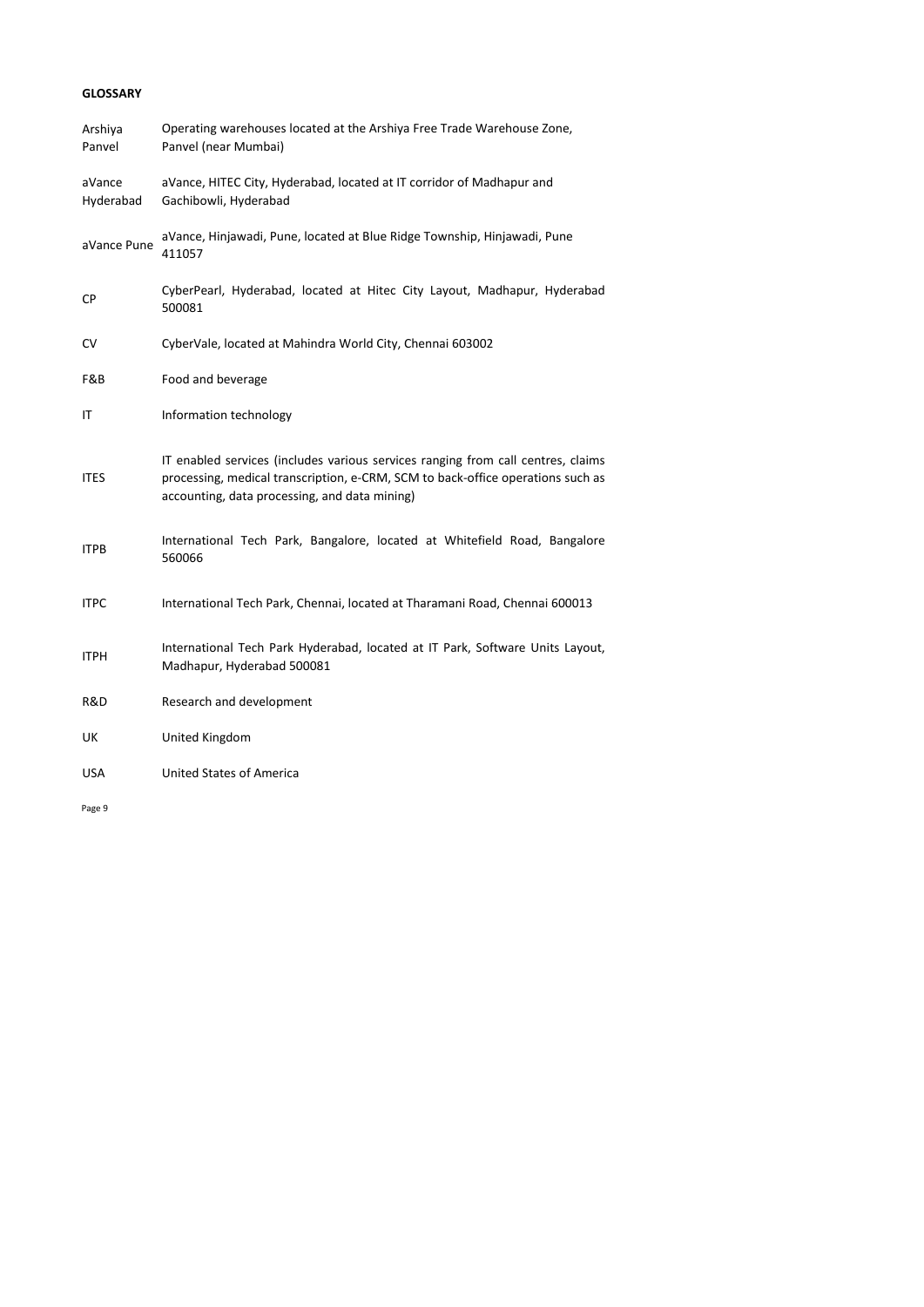**GLOSSARY**

| | |
|---|---|
| Arshiya Panvel | Operating warehouses located at the Arshiya Free Trade Warehouse Zone, Panvel (near Mumbai) |
| aVance Hyderabad | aVance, HITEC City, Hyderabad, located at IT corridor of Madhapur and Gachibowli, Hyderabad |
| aVance Pune | aVance, Hinjawadi, Pune, located at Blue Ridge Township, Hinjawadi, Pune 411057 |
| CP | CyberPearl, Hyderabad, located at Hitec City Layout, Madhapur, Hyderabad 500081 |
| CV | CyberVale, located at Mahindra World City, Chennai 603002 |
| F&B | Food and beverage |
| IT | Information technology |
| ITES | IT enabled services (includes various services ranging from call centres, claims processing, medical transcription, e-CRM, SCM to back-office operations such as accounting, data processing, and data mining) |
| ITPB | International Tech Park, Bangalore, located at Whitefield Road, Bangalore 560066 |
| ITPC | International Tech Park, Chennai, located at Tharamani Road, Chennai 600013 |
| ITPH | International Tech Park Hyderabad, located at IT Park, Software Units Layout, Madhapur, Hyderabad 500081 |
| R&D | Research and development |
| UK | United Kingdom |
| USA | United States of America |